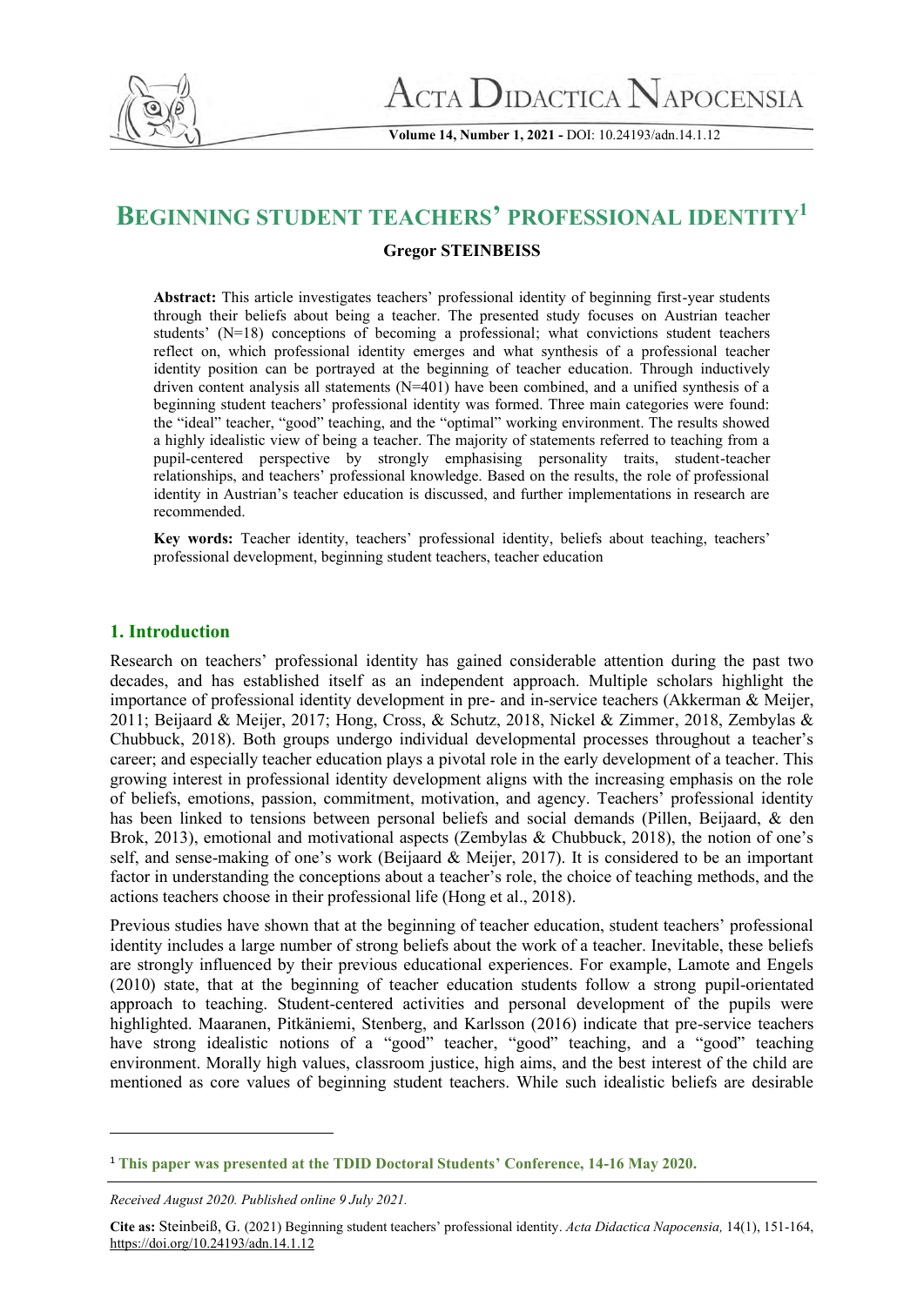# Beginning student teachers' professional identity[1]

**Gregor STEINBEISS**

**Abstract:** This article investigates teachers' professional identity of beginning first-year students through their beliefs about being a teacher. The presented study focuses on Austrian teacher students' (N=18) conceptions of becoming a professional; what convictions student teachers reflect on, which professional identity emerges and what synthesis of a professional teacher identity position can be portrayed at the beginning of teacher education. Through inductively driven content analysis all statements (N=401) have been combined, and a unified synthesis of a beginning student teachers' professional identity was formed. Three main categories were found: the "ideal" teacher, "good" teaching, and the "optimal" working environment. The results showed a highly idealistic view of being a teacher. The majority of statements referred to teaching from a pupil-centered perspective by strongly emphasising personality traits, student-teacher relationships, and teachers' professional knowledge. Based on the results, the role of professional identity in Austrian's teacher education is discussed, and further implementations in research are recommended.

**Key words:** Teacher identity, teachers' professional identity, beliefs about teaching, teachers' professional development, beginning student teachers, teacher education

## 1. Introduction

Research on teachers' professional identity has gained considerable attention during the past two decades, and has established itself as an independent approach. Multiple scholars highlight the importance of professional identity development in pre- and in-service teachers (Akkerman & Meijer, 2011; Beijaard & Meijer, 2017; Hong, Cross, & Schutz, 2018, Nickel & Zimmer, 2018, Zembylas & Chubbuck, 2018). Both groups undergo individual developmental processes throughout a teacher's career; and especially teacher education plays a pivotal role in the early development of a teacher. This growing interest in professional identity development aligns with the increasing emphasis on the role of beliefs, emotions, passion, commitment, motivation, and agency. Teachers' professional identity has been linked to tensions between personal beliefs and social demands (Pillen, Beijaard, & den Brok, 2013), emotional and motivational aspects (Zembylas & Chubbuck, 2018), the notion of one's self, and sense-making of one's work (Beijaard & Meijer, 2017). It is considered to be an important factor in understanding the conceptions about a teacher's role, the choice of teaching methods, and the actions teachers choose in their professional life (Hong et al., 2018).

Previous studies have shown that at the beginning of teacher education, student teachers' professional identity includes a large number of strong beliefs about the work of a teacher. Inevitable, these beliefs are strongly influenced by their previous educational experiences. For example, Lamote and Engels (2010) state, that at the beginning of teacher education students follow a strong pupil-orientated approach to teaching. Student-centered activities and personal development of the pupils were highlighted. Maaranen, Pitkäniemi, Stenberg, and Karlsson (2016) indicate that pre-service teachers have strong idealistic notions of a "good" teacher, "good" teaching, and a "good" teaching environment. Morally high values, classroom justice, high aims, and the best interest of the child are mentioned as core values of beginning student teachers. While such idealistic beliefs are desirable

[1] **This paper was presented at the TDID Doctoral Students' Conference, 14-16 May 2020.**

*Received August 2020. Published online 9 July 2021.*

**Cite as:** Steinbeiß, G. (2021) Beginning student teachers' professional identity. *Acta Didactica Napocensia,* 14(1), 151-164, https://doi.org/10.24193/adn.14.1.12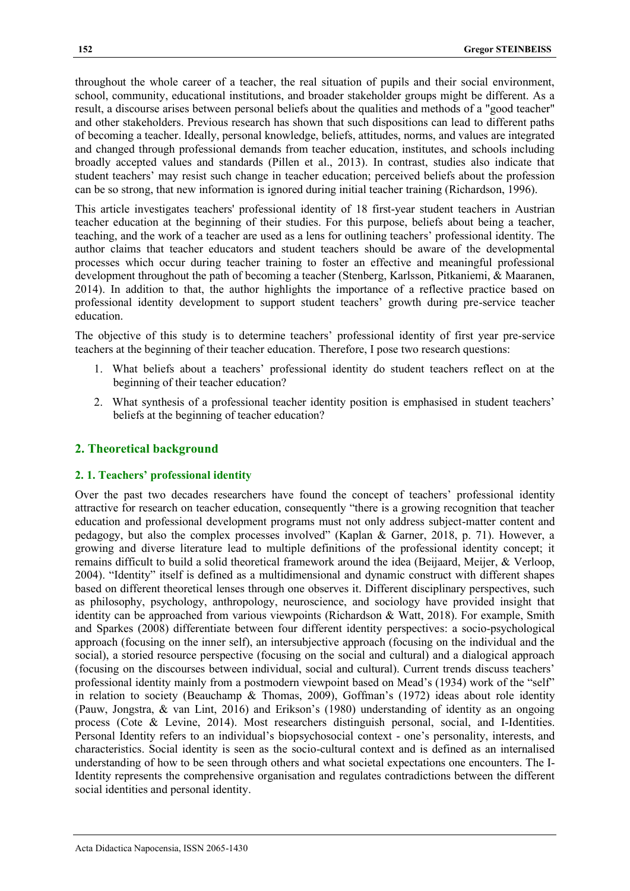throughout the whole career of a teacher, the real situation of pupils and their social environment, school, community, educational institutions, and broader stakeholder groups might be different. As a result, a discourse arises between personal beliefs about the qualities and methods of a "good teacher" and other stakeholders. Previous research has shown that such dispositions can lead to different paths of becoming a teacher. Ideally, personal knowledge, beliefs, attitudes, norms, and values are integrated and changed through professional demands from teacher education, institutes, and schools including broadly accepted values and standards (Pillen et al., 2013). In contrast, studies also indicate that student teachers' may resist such change in teacher education; perceived beliefs about the profession can be so strong, that new information is ignored during initial teacher training (Richardson, 1996).

This article investigates teachers' professional identity of 18 first-year student teachers in Austrian teacher education at the beginning of their studies. For this purpose, beliefs about being a teacher, teaching, and the work of a teacher are used as a lens for outlining teachers' professional identity. The author claims that teacher educators and student teachers should be aware of the developmental processes which occur during teacher training to foster an effective and meaningful professional development throughout the path of becoming a teacher (Stenberg, Karlsson, Pitkaniemi, & Maaranen, 2014). In addition to that, the author highlights the importance of a reflective practice based on professional identity development to support student teachers' growth during pre-service teacher education.

The objective of this study is to determine teachers' professional identity of first year pre-service teachers at the beginning of their teacher education. Therefore, I pose two research questions:

1. What beliefs about a teachers' professional identity do student teachers reflect on at the beginning of their teacher education?
2. What synthesis of a professional teacher identity position is emphasised in student teachers' beliefs at the beginning of teacher education?

## 2. Theoretical background

### 2. 1. Teachers' professional identity

Over the past two decades researchers have found the concept of teachers' professional identity attractive for research on teacher education, consequently "there is a growing recognition that teacher education and professional development programs must not only address subject-matter content and pedagogy, but also the complex processes involved" (Kaplan & Garner, 2018, p. 71). However, a growing and diverse literature lead to multiple definitions of the professional identity concept; it remains difficult to build a solid theoretical framework around the idea (Beijaard, Meijer, & Verloop, 2004). "Identity" itself is defined as a multidimensional and dynamic construct with different shapes based on different theoretical lenses through one observes it. Different disciplinary perspectives, such as philosophy, psychology, anthropology, neuroscience, and sociology have provided insight that identity can be approached from various viewpoints (Richardson & Watt, 2018). For example, Smith and Sparkes (2008) differentiate between four different identity perspectives: a socio-psychological approach (focusing on the inner self), an intersubjective approach (focusing on the individual and the social), a storied resource perspective (focusing on the social and cultural) and a dialogical approach (focusing on the discourses between individual, social and cultural). Current trends discuss teachers' professional identity mainly from a postmodern viewpoint based on Mead's (1934) work of the "self" in relation to society (Beauchamp & Thomas, 2009), Goffman's (1972) ideas about role identity (Pauw, Jongstra, & van Lint, 2016) and Erikson's (1980) understanding of identity as an ongoing process (Cote & Levine, 2014). Most researchers distinguish personal, social, and I-Identities. Personal Identity refers to an individual's biopsychosocial context - one's personality, interests, and characteristics. Social identity is seen as the socio-cultural context and is defined as an internalised understanding of how to be seen through others and what societal expectations one encounters. The I-Identity represents the comprehensive organisation and regulates contradictions between the different social identities and personal identity.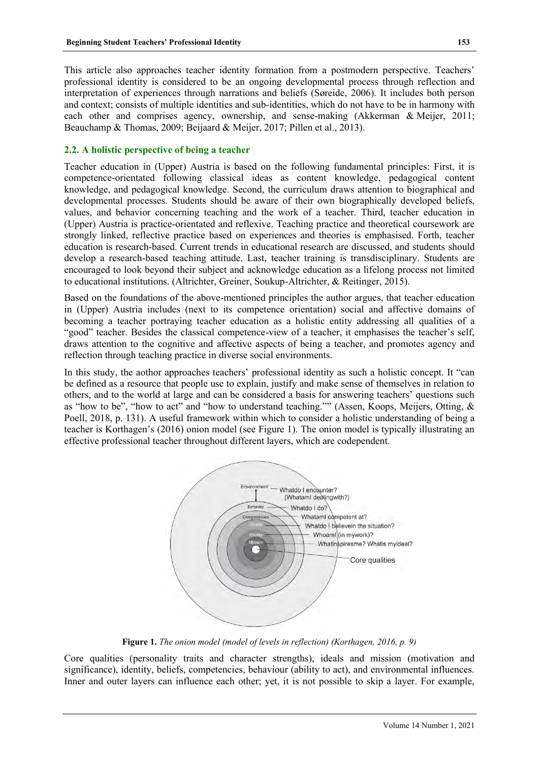This article also approaches teacher identity formation from a postmodern perspective. Teachers' professional identity is considered to be an ongoing developmental process through reflection and interpretation of experiences through narrations and beliefs (Søreide, 2006). It includes both person and context; consists of multiple identities and sub-identities, which do not have to be in harmony with each other and comprises agency, ownership, and sense-making (Akkerman & Meijer, 2011; Beauchamp & Thomas, 2009; Beijaard & Meijer, 2017; Pillen et al., 2013).

## 2.2. A holistic perspective of being a teacher

Teacher education in (Upper) Austria is based on the following fundamental principles: First, it is competence-orientated following classical ideas as content knowledge, pedagogical content knowledge, and pedagogical knowledge. Second, the curriculum draws attention to biographical and developmental processes. Students should be aware of their own biographically developed beliefs, values, and behavior concerning teaching and the work of a teacher. Third, teacher education in (Upper) Austria is practice-orientated and reflexive. Teaching practice and theoretical coursework are strongly linked, reflective practice based on experiences and theories is emphasised. Forth, teacher education is research-based. Current trends in educational research are discussed, and students should develop a research-based teaching attitude. Last, teacher training is transdisciplinary. Students are encouraged to look beyond their subject and acknowledge education as a lifelong process not limited to educational institutions. (Altrichter, Greiner, Soukup-Altrichter, & Reitinger, 2015).

Based on the foundations of the above-mentioned principles the author argues, that teacher education in (Upper) Austria includes (next to its competence orientation) social and affective domains of becoming a teacher portraying teacher education as a holistic entity addressing all qualities of a "good" teacher. Besides the classical competence-view of a teacher, it emphasises the teacher's self, draws attention to the cognitive and affective aspects of being a teacher, and promotes agency and reflection through teaching practice in diverse social environments.

In this study, the aothor approaches teachers' professional identity as such a holistic concept. It "can be defined as a resource that people use to explain, justify and make sense of themselves in relation to others, and to the world at large and can be considered a basis for answering teachers' questions such as "how to be", "how to act" and "how to understand teaching."" (Assen, Koops, Meijers, Otting, & Poell, 2018, p. 131). A useful framework within which to consider a holistic understanding of being a teacher is Korthagen's (2016) onion model (see Figure 1). The onion model is typically illustrating an effective professional teacher throughout different layers, which are codependent.

**Figure 1.** *The onion model (model of levels in reflection) (Korthagen, 2016, p. 9)*

Core qualities (personality traits and character strengths), ideals and mission (motivation and significance), identity, beliefs, competencies, behaviour (ability to act), and environmental influences. Inner and outer layers can influence each other; yet, it is not possible to skip a layer. For example,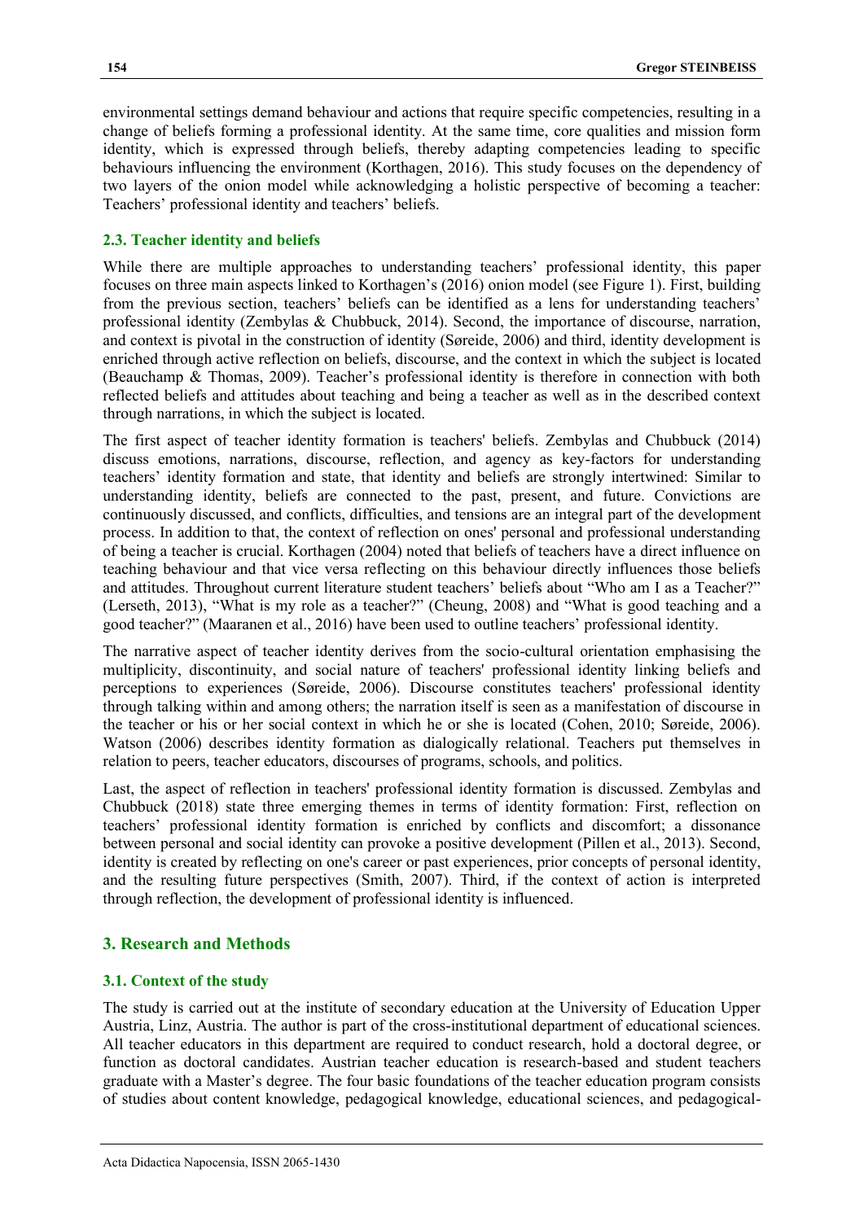environmental settings demand behaviour and actions that require specific competencies, resulting in a change of beliefs forming a professional identity. At the same time, core qualities and mission form identity, which is expressed through beliefs, thereby adapting competencies leading to specific behaviours influencing the environment (Korthagen, 2016). This study focuses on the dependency of two layers of the onion model while acknowledging a holistic perspective of becoming a teacher: Teachers' professional identity and teachers' beliefs.

### 2.3. Teacher identity and beliefs

While there are multiple approaches to understanding teachers' professional identity, this paper focuses on three main aspects linked to Korthagen's (2016) onion model (see Figure 1). First, building from the previous section, teachers' beliefs can be identified as a lens for understanding teachers' professional identity (Zembylas & Chubbuck, 2014). Second, the importance of discourse, narration, and context is pivotal in the construction of identity (Søreide, 2006) and third, identity development is enriched through active reflection on beliefs, discourse, and the context in which the subject is located (Beauchamp & Thomas, 2009). Teacher's professional identity is therefore in connection with both reflected beliefs and attitudes about teaching and being a teacher as well as in the described context through narrations, in which the subject is located.

The first aspect of teacher identity formation is teachers' beliefs. Zembylas and Chubbuck (2014) discuss emotions, narrations, discourse, reflection, and agency as key-factors for understanding teachers' identity formation and state, that identity and beliefs are strongly intertwined: Similar to understanding identity, beliefs are connected to the past, present, and future. Convictions are continuously discussed, and conflicts, difficulties, and tensions are an integral part of the development process. In addition to that, the context of reflection on ones' personal and professional understanding of being a teacher is crucial. Korthagen (2004) noted that beliefs of teachers have a direct influence on teaching behaviour and that vice versa reflecting on this behaviour directly influences those beliefs and attitudes. Throughout current literature student teachers' beliefs about "Who am I as a Teacher?" (Lerseth, 2013), "What is my role as a teacher?" (Cheung, 2008) and "What is good teaching and a good teacher?" (Maaranen et al., 2016) have been used to outline teachers' professional identity.

The narrative aspect of teacher identity derives from the socio-cultural orientation emphasising the multiplicity, discontinuity, and social nature of teachers' professional identity linking beliefs and perceptions to experiences (Søreide, 2006). Discourse constitutes teachers' professional identity through talking within and among others; the narration itself is seen as a manifestation of discourse in the teacher or his or her social context in which he or she is located (Cohen, 2010; Søreide, 2006). Watson (2006) describes identity formation as dialogically relational. Teachers put themselves in relation to peers, teacher educators, discourses of programs, schools, and politics.

Last, the aspect of reflection in teachers' professional identity formation is discussed. Zembylas and Chubbuck (2018) state three emerging themes in terms of identity formation: First, reflection on teachers' professional identity formation is enriched by conflicts and discomfort; a dissonance between personal and social identity can provoke a positive development (Pillen et al., 2013). Second, identity is created by reflecting on one's career or past experiences, prior concepts of personal identity, and the resulting future perspectives (Smith, 2007). Third, if the context of action is interpreted through reflection, the development of professional identity is influenced.

## 3. Research and Methods

### 3.1. Context of the study

The study is carried out at the institute of secondary education at the University of Education Upper Austria, Linz, Austria. The author is part of the cross-institutional department of educational sciences. All teacher educators in this department are required to conduct research, hold a doctoral degree, or function as doctoral candidates. Austrian teacher education is research-based and student teachers graduate with a Master's degree. The four basic foundations of the teacher education program consists of studies about content knowledge, pedagogical knowledge, educational sciences, and pedagogical-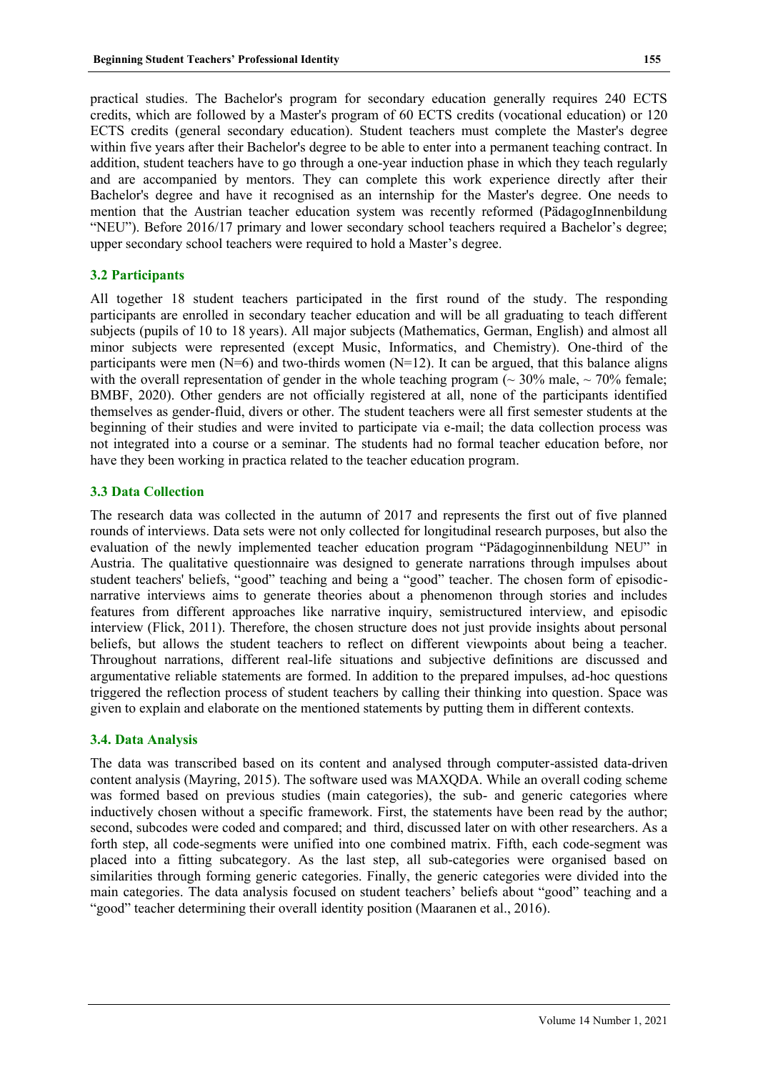practical studies. The Bachelor's program for secondary education generally requires 240 ECTS credits, which are followed by a Master's program of 60 ECTS credits (vocational education) or 120 ECTS credits (general secondary education). Student teachers must complete the Master's degree within five years after their Bachelor's degree to be able to enter into a permanent teaching contract. In addition, student teachers have to go through a one-year induction phase in which they teach regularly and are accompanied by mentors. They can complete this work experience directly after their Bachelor's degree and have it recognised as an internship for the Master's degree. One needs to mention that the Austrian teacher education system was recently reformed (PädagogInnenbildung "NEU"). Before 2016/17 primary and lower secondary school teachers required a Bachelor's degree; upper secondary school teachers were required to hold a Master's degree.

### 3.2 Participants

All together 18 student teachers participated in the first round of the study. The responding participants are enrolled in secondary teacher education and will be all graduating to teach different subjects (pupils of 10 to 18 years). All major subjects (Mathematics, German, English) and almost all minor subjects were represented (except Music, Informatics, and Chemistry). One-third of the participants were men (N=6) and two-thirds women (N=12). It can be argued, that this balance aligns with the overall representation of gender in the whole teaching program (~ 30% male, ~ 70% female; BMBF, 2020). Other genders are not officially registered at all, none of the participants identified themselves as gender-fluid, divers or other. The student teachers were all first semester students at the beginning of their studies and were invited to participate via e-mail; the data collection process was not integrated into a course or a seminar. The students had no formal teacher education before, nor have they been working in practica related to the teacher education program.

### 3.3 Data Collection

The research data was collected in the autumn of 2017 and represents the first out of five planned rounds of interviews. Data sets were not only collected for longitudinal research purposes, but also the evaluation of the newly implemented teacher education program "Pädagoginnenbildung NEU" in Austria. The qualitative questionnaire was designed to generate narrations through impulses about student teachers' beliefs, "good" teaching and being a "good" teacher. The chosen form of episodic-narrative interviews aims to generate theories about a phenomenon through stories and includes features from different approaches like narrative inquiry, semistructured interview, and episodic interview (Flick, 2011). Therefore, the chosen structure does not just provide insights about personal beliefs, but allows the student teachers to reflect on different viewpoints about being a teacher. Throughout narrations, different real-life situations and subjective definitions are discussed and argumentative reliable statements are formed. In addition to the prepared impulses, ad-hoc questions triggered the reflection process of student teachers by calling their thinking into question. Space was given to explain and elaborate on the mentioned statements by putting them in different contexts.

### 3.4. Data Analysis

The data was transcribed based on its content and analysed through computer-assisted data-driven content analysis (Mayring, 2015). The software used was MAXQDA. While an overall coding scheme was formed based on previous studies (main categories), the sub- and generic categories where inductively chosen without a specific framework. First, the statements have been read by the author; second, subcodes were coded and compared; and third, discussed later on with other researchers. As a forth step, all code-segments were unified into one combined matrix. Fifth, each code-segment was placed into a fitting subcategory. As the last step, all sub-categories were organised based on similarities through forming generic categories. Finally, the generic categories were divided into the main categories. The data analysis focused on student teachers' beliefs about "good" teaching and a "good" teacher determining their overall identity position (Maaranen et al., 2016).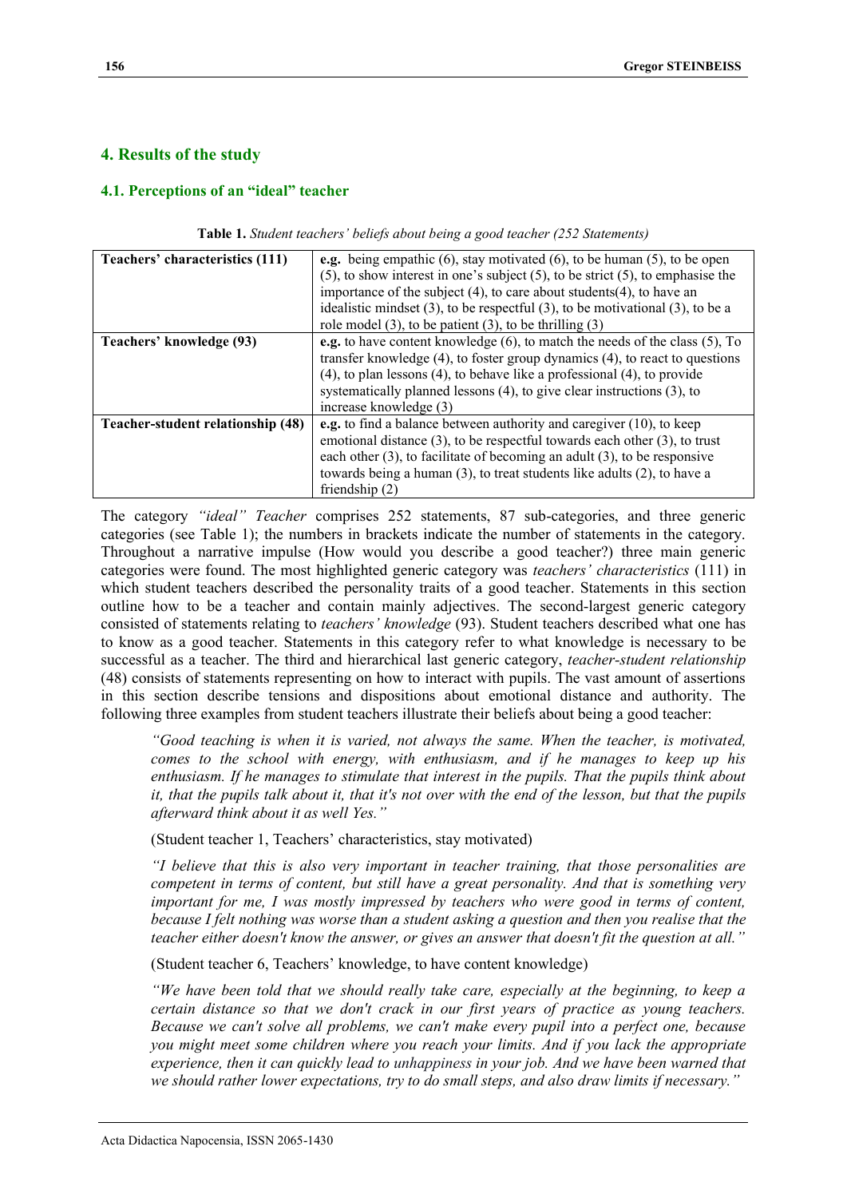## 4. Results of the study

### 4.1. Perceptions of an "ideal" teacher

**Table 1.** *Student teachers' beliefs about being a good teacher (252 Statements)*

| | |
|---|---|
| **Teachers' characteristics (111)** | **e.g.** being empathic (6), stay motivated (6), to be human (5), to be open (5), to show interest in one's subject (5), to be strict (5), to emphasise the importance of the subject (4), to care about students(4), to have an idealistic mindset (3), to be respectful (3), to be motivational (3), to be a role model (3), to be patient (3), to be thrilling (3) |
| **Teachers' knowledge (93)** | **e.g.** to have content knowledge (6), to match the needs of the class (5), To transfer knowledge (4), to foster group dynamics (4), to react to questions (4), to plan lessons (4), to behave like a professional (4), to provide systematically planned lessons (4), to give clear instructions (3), to increase knowledge (3) |
| **Teacher-student relationship (48)** | **e.g.** to find a balance between authority and caregiver (10), to keep emotional distance (3), to be respectful towards each other (3), to trust each other (3), to facilitate of becoming an adult (3), to be responsive towards being a human (3), to treat students like adults (2), to have a friendship (2) |

The category *"ideal" Teacher* comprises 252 statements, 87 sub-categories, and three generic categories (see Table 1); the numbers in brackets indicate the number of statements in the category. Throughout a narrative impulse (How would you describe a good teacher?) three main generic categories were found. The most highlighted generic category was *teachers' characteristics* (111) in which student teachers described the personality traits of a good teacher. Statements in this section outline how to be a teacher and contain mainly adjectives. The second-largest generic category consisted of statements relating to *teachers' knowledge* (93). Student teachers described what one has to know as a good teacher. Statements in this category refer to what knowledge is necessary to be successful as a teacher. The third and hierarchical last generic category, *teacher-student relationship* (48) consists of statements representing on how to interact with pupils. The vast amount of assertions in this section describe tensions and dispositions about emotional distance and authority. The following three examples from student teachers illustrate their beliefs about being a good teacher:

> *"Good teaching is when it is varied, not always the same. When the teacher, is motivated, comes to the school with energy, with enthusiasm, and if he manages to keep up his enthusiasm. If he manages to stimulate that interest in the pupils. That the pupils think about it, that the pupils talk about it, that it's not over with the end of the lesson, but that the pupils afterward think about it as well Yes."*
>
> (Student teacher 1, Teachers' characteristics, stay motivated)
>
> *"I believe that this is also very important in teacher training, that those personalities are competent in terms of content, but still have a great personality. And that is something very important for me, I was mostly impressed by teachers who were good in terms of content, because I felt nothing was worse than a student asking a question and then you realise that the teacher either doesn't know the answer, or gives an answer that doesn't fit the question at all."*
>
> (Student teacher 6, Teachers' knowledge, to have content knowledge)
>
> *"We have been told that we should really take care, especially at the beginning, to keep a certain distance so that we don't crack in our first years of practice as young teachers. Because we can't solve all problems, we can't make every pupil into a perfect one, because you might meet some children where you reach your limits. And if you lack the appropriate experience, then it can quickly lead to unhappiness in your job. And we have been warned that we should rather lower expectations, try to do small steps, and also draw limits if necessary."*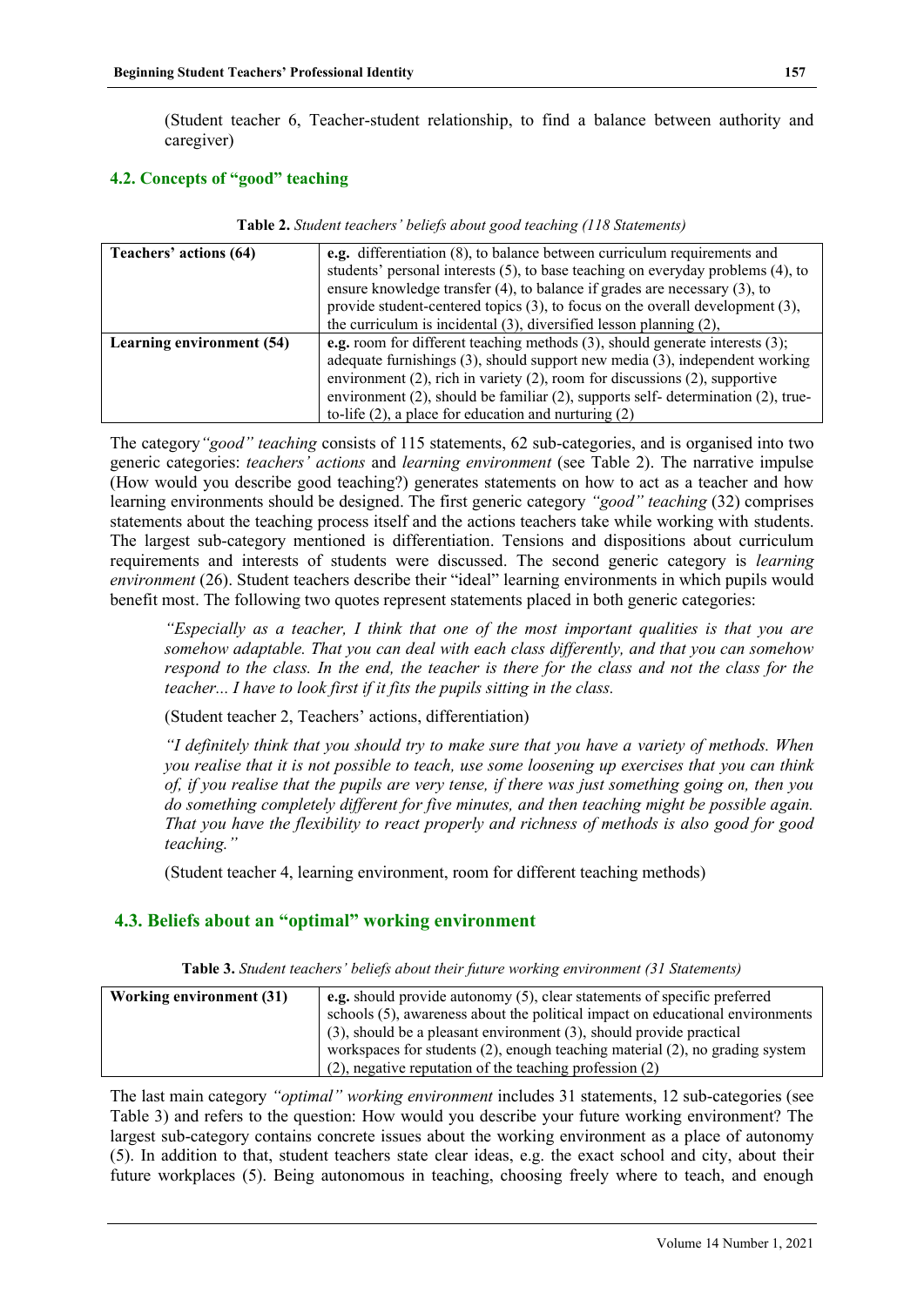(Student teacher 6, Teacher-student relationship, to find a balance between authority and caregiver)

### 4.2. Concepts of "good" teaching

**Table 2.** *Student teachers' beliefs about good teaching (118 Statements)*

| | |
|---|---|
| **Teachers' actions (64)** | **e.g.** differentiation (8), to balance between curriculum requirements and students' personal interests (5), to base teaching on everyday problems (4), to ensure knowledge transfer (4), to balance if grades are necessary (3), to provide student-centered topics (3), to focus on the overall development (3), the curriculum is incidental (3), diversified lesson planning (2), |
| **Learning environment (54)** | **e.g.** room for different teaching methods (3), should generate interests (3); adequate furnishings (3), should support new media (3), independent working environment (2), rich in variety (2), room for discussions (2), supportive environment (2), should be familiar (2), supports self- determination (2), true-to-life (2), a place for education and nurturing (2) |

The category *"good" teaching* consists of 115 statements, 62 sub-categories, and is organised into two generic categories: *teachers' actions* and *learning environment* (see Table 2). The narrative impulse (How would you describe good teaching?) generates statements on how to act as a teacher and how learning environments should be designed. The first generic category *"good" teaching* (32) comprises statements about the teaching process itself and the actions teachers take while working with students. The largest sub-category mentioned is differentiation. Tensions and dispositions about curriculum requirements and interests of students were discussed. The second generic category is *learning environment* (26). Student teachers describe their "ideal" learning environments in which pupils would benefit most. The following two quotes represent statements placed in both generic categories:

> *"Especially as a teacher, I think that one of the most important qualities is that you are somehow adaptable. That you can deal with each class differently, and that you can somehow respond to the class. In the end, the teacher is there for the class and not the class for the teacher... I have to look first if it fits the pupils sitting in the class.*
>
> (Student teacher 2, Teachers' actions, differentiation)
>
> *"I definitely think that you should try to make sure that you have a variety of methods. When you realise that it is not possible to teach, use some loosening up exercises that you can think of, if you realise that the pupils are very tense, if there was just something going on, then you do something completely different for five minutes, and then teaching might be possible again. That you have the flexibility to react properly and richness of methods is also good for good teaching."*
>
> (Student teacher 4, learning environment, room for different teaching methods)

### 4.3. Beliefs about an "optimal" working environment

**Table 3.** *Student teachers' beliefs about their future working environment (31 Statements)*

| | |
|---|---|
| **Working environment (31)** | **e.g.** should provide autonomy (5), clear statements of specific preferred schools (5), awareness about the political impact on educational environments (3), should be a pleasant environment (3), should provide practical workspaces for students (2), enough teaching material (2), no grading system (2), negative reputation of the teaching profession (2) |

The last main category *"optimal" working environment* includes 31 statements, 12 sub-categories (see Table 3) and refers to the question: How would you describe your future working environment? The largest sub-category contains concrete issues about the working environment as a place of autonomy (5). In addition to that, student teachers state clear ideas, e.g. the exact school and city, about their future workplaces (5). Being autonomous in teaching, choosing freely where to teach, and enough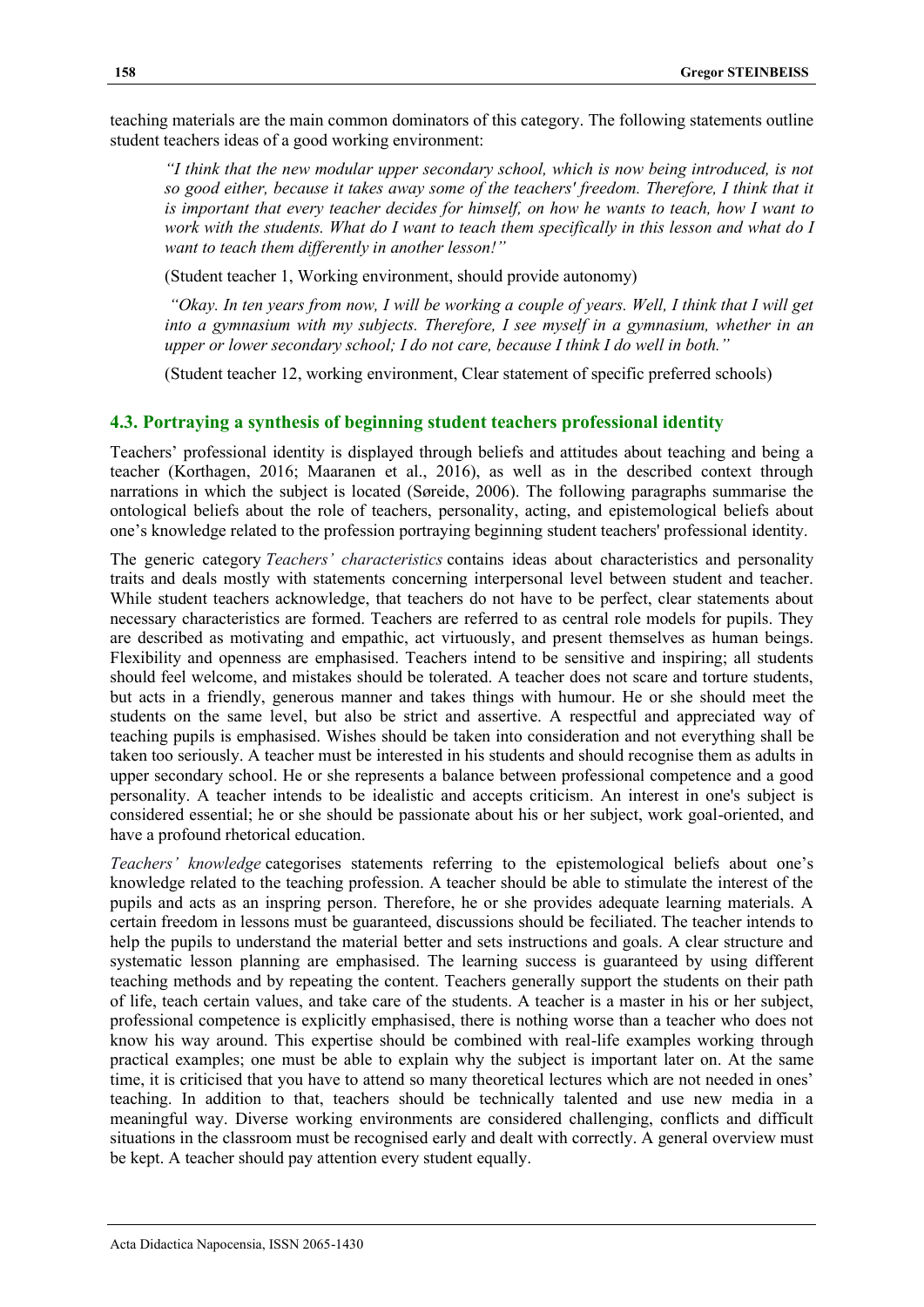teaching materials are the main common dominators of this category. The following statements outline student teachers ideas of a good working environment:

> *"I think that the new modular upper secondary school, which is now being introduced, is not so good either, because it takes away some of the teachers' freedom. Therefore, I think that it is important that every teacher decides for himself, on how he wants to teach, how I want to work with the students. What do I want to teach them specifically in this lesson and what do I want to teach them differently in another lesson!"*
>
> (Student teacher 1, Working environment, should provide autonomy)
>
> *"Okay. In ten years from now, I will be working a couple of years. Well, I think that I will get into a gymnasium with my subjects. Therefore, I see myself in a gymnasium, whether in an upper or lower secondary school; I do not care, because I think I do well in both."*
>
> (Student teacher 12, working environment, Clear statement of specific preferred schools)

### 4.3. Portraying a synthesis of beginning student teachers professional identity

Teachers' professional identity is displayed through beliefs and attitudes about teaching and being a teacher (Korthagen, 2016; Maaranen et al., 2016), as well as in the described context through narrations in which the subject is located (Søreide, 2006). The following paragraphs summarise the ontological beliefs about the role of teachers, personality, acting, and epistemological beliefs about one's knowledge related to the profession portraying beginning student teachers' professional identity.

The generic category *Teachers' characteristics* contains ideas about characteristics and personality traits and deals mostly with statements concerning interpersonal level between student and teacher. While student teachers acknowledge, that teachers do not have to be perfect, clear statements about necessary characteristics are formed. Teachers are referred to as central role models for pupils. They are described as motivating and empathic, act virtuously, and present themselves as human beings. Flexibility and openness are emphasised. Teachers intend to be sensitive and inspiring; all students should feel welcome, and mistakes should be tolerated. A teacher does not scare and torture students, but acts in a friendly, generous manner and takes things with humour. He or she should meet the students on the same level, but also be strict and assertive. A respectful and appreciated way of teaching pupils is emphasised. Wishes should be taken into consideration and not everything shall be taken too seriously. A teacher must be interested in his students and should recognise them as adults in upper secondary school. He or she represents a balance between professional competence and a good personality. A teacher intends to be idealistic and accepts criticism. An interest in one's subject is considered essential; he or she should be passionate about his or her subject, work goal-oriented, and have a profound rhetorical education.

*Teachers' knowledge* categorises statements referring to the epistemological beliefs about one's knowledge related to the teaching profession. A teacher should be able to stimulate the interest of the pupils and acts as an inspring person. Therefore, he or she provides adequate learning materials. A certain freedom in lessons must be guaranteed, discussions should be feciliated. The teacher intends to help the pupils to understand the material better and sets instructions and goals. A clear structure and systematic lesson planning are emphasised. The learning success is guaranteed by using different teaching methods and by repeating the content. Teachers generally support the students on their path of life, teach certain values, and take care of the students. A teacher is a master in his or her subject, professional competence is explicitly emphasised, there is nothing worse than a teacher who does not know his way around. This expertise should be combined with real-life examples working through practical examples; one must be able to explain why the subject is important later on. At the same time, it is criticised that you have to attend so many theoretical lectures which are not needed in ones' teaching. In addition to that, teachers should be technically talented and use new media in a meaningful way. Diverse working environments are considered challenging, conflicts and difficult situations in the classroom must be recognised early and dealt with correctly. A general overview must be kept. A teacher should pay attention every student equally.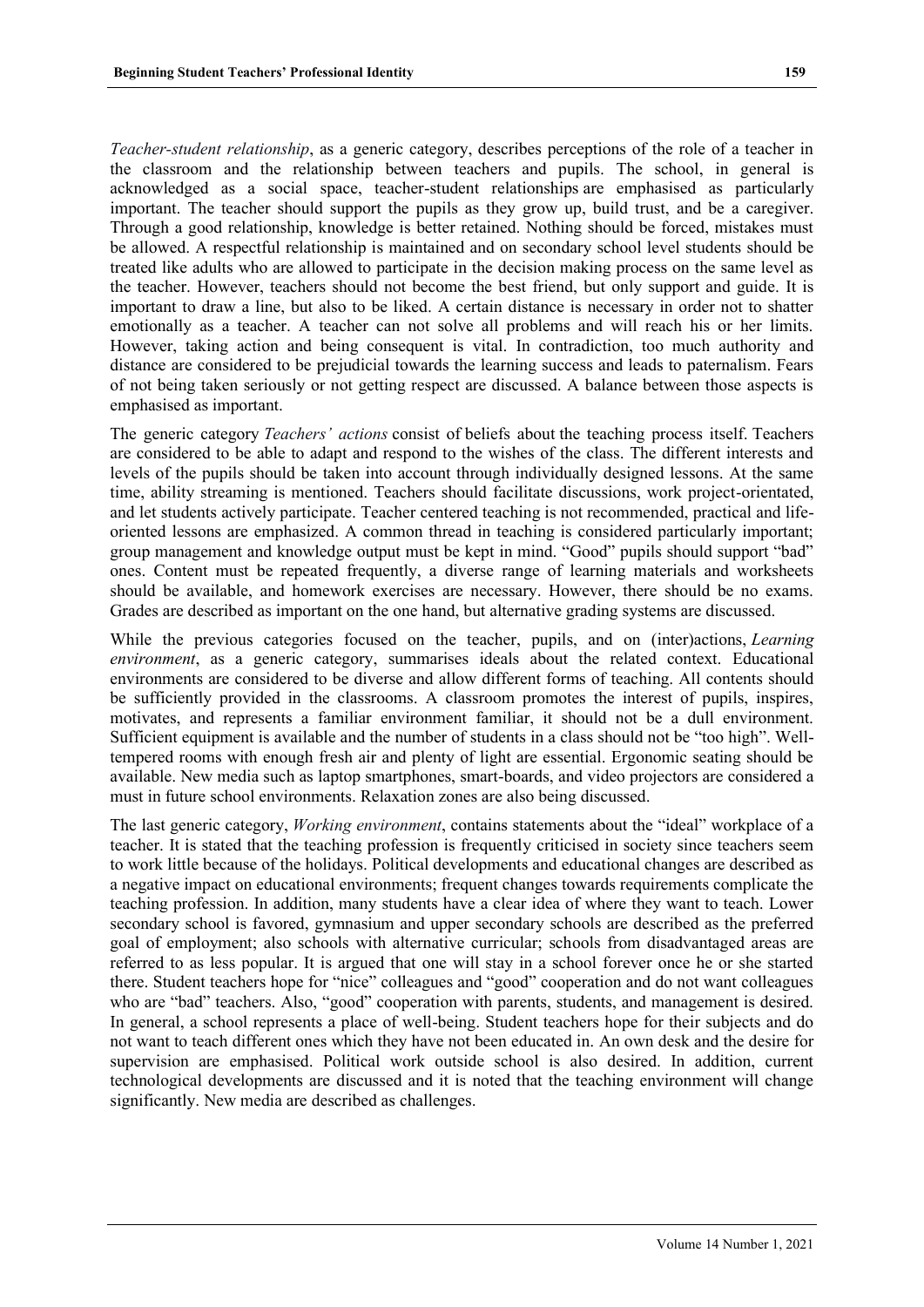*Teacher-student relationship*, as a generic category, describes perceptions of the role of a teacher in the classroom and the relationship between teachers and pupils. The school, in general is acknowledged as a social space, teacher-student relationships are emphasised as particularly important. The teacher should support the pupils as they grow up, build trust, and be a caregiver. Through a good relationship, knowledge is better retained. Nothing should be forced, mistakes must be allowed. A respectful relationship is maintained and on secondary school level students should be treated like adults who are allowed to participate in the decision making process on the same level as the teacher. However, teachers should not become the best friend, but only support and guide. It is important to draw a line, but also to be liked. A certain distance is necessary in order not to shatter emotionally as a teacher. A teacher can not solve all problems and will reach his or her limits. However, taking action and being consequent is vital. In contradiction, too much authority and distance are considered to be prejudicial towards the learning success and leads to paternalism. Fears of not being taken seriously or not getting respect are discussed. A balance between those aspects is emphasised as important.

The generic category *Teachers' actions* consist of beliefs about the teaching process itself. Teachers are considered to be able to adapt and respond to the wishes of the class. The different interests and levels of the pupils should be taken into account through individually designed lessons. At the same time, ability streaming is mentioned. Teachers should facilitate discussions, work project-orientated, and let students actively participate. Teacher centered teaching is not recommended, practical and life-oriented lessons are emphasized. A common thread in teaching is considered particularly important; group management and knowledge output must be kept in mind. "Good" pupils should support "bad" ones. Content must be repeated frequently, a diverse range of learning materials and worksheets should be available, and homework exercises are necessary. However, there should be no exams. Grades are described as important on the one hand, but alternative grading systems are discussed.

While the previous categories focused on the teacher, pupils, and on (inter)actions, *Learning environment*, as a generic category, summarises ideals about the related context. Educational environments are considered to be diverse and allow different forms of teaching. All contents should be sufficiently provided in the classrooms. A classroom promotes the interest of pupils, inspires, motivates, and represents a familiar environment familiar, it should not be a dull environment. Sufficient equipment is available and the number of students in a class should not be "too high". Well-tempered rooms with enough fresh air and plenty of light are essential. Ergonomic seating should be available. New media such as laptop smartphones, smart-boards, and video projectors are considered a must in future school environments. Relaxation zones are also being discussed.

The last generic category, *Working environment*, contains statements about the "ideal" workplace of a teacher. It is stated that the teaching profession is frequently criticised in society since teachers seem to work little because of the holidays. Political developments and educational changes are described as a negative impact on educational environments; frequent changes towards requirements complicate the teaching profession. In addition, many students have a clear idea of where they want to teach. Lower secondary school is favored, gymnasium and upper secondary schools are described as the preferred goal of employment; also schools with alternative curricular; schools from disadvantaged areas are referred to as less popular. It is argued that one will stay in a school forever once he or she started there. Student teachers hope for "nice" colleagues and "good" cooperation and do not want colleagues who are "bad" teachers. Also, "good" cooperation with parents, students, and management is desired. In general, a school represents a place of well-being. Student teachers hope for their subjects and do not want to teach different ones which they have not been educated in. An own desk and the desire for supervision are emphasised. Political work outside school is also desired. In addition, current technological developments are discussed and it is noted that the teaching environment will change significantly. New media are described as challenges.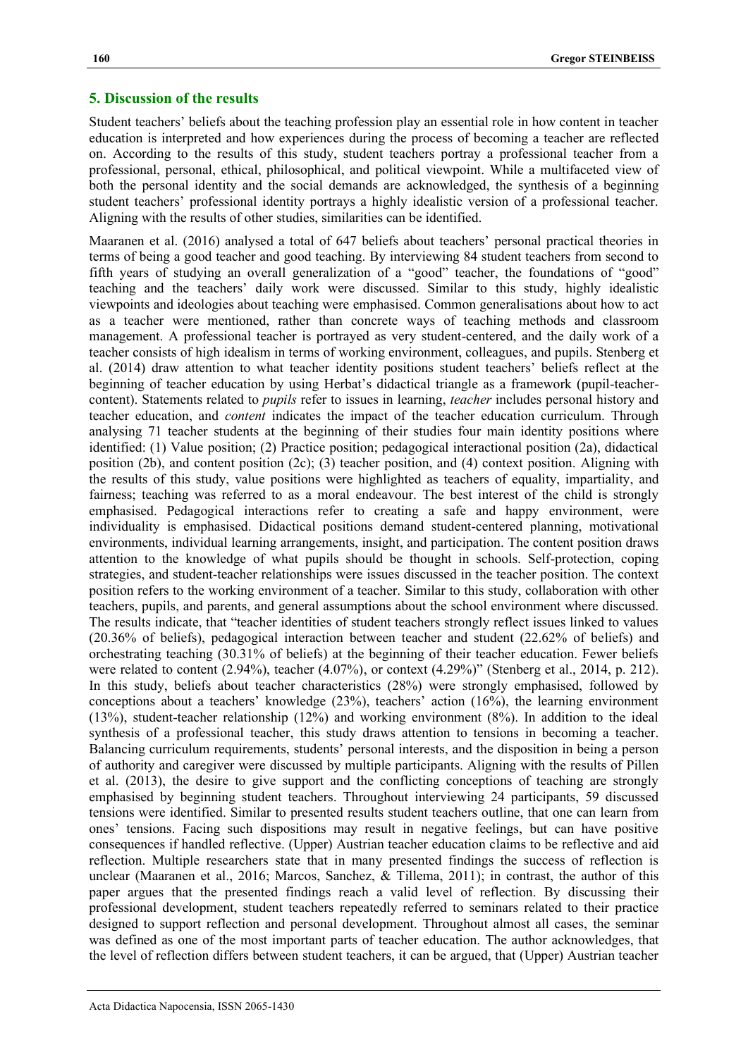## 5. Discussion of the results

Student teachers' beliefs about the teaching profession play an essential role in how content in teacher education is interpreted and how experiences during the process of becoming a teacher are reflected on. According to the results of this study, student teachers portray a professional teacher from a professional, personal, ethical, philosophical, and political viewpoint. While a multifaceted view of both the personal identity and the social demands are acknowledged, the synthesis of a beginning student teachers' professional identity portrays a highly idealistic version of a professional teacher. Aligning with the results of other studies, similarities can be identified.

Maaranen et al. (2016) analysed a total of 647 beliefs about teachers' personal practical theories in terms of being a good teacher and good teaching. By interviewing 84 student teachers from second to fifth years of studying an overall generalization of a "good" teacher, the foundations of "good" teaching and the teachers' daily work were discussed. Similar to this study, highly idealistic viewpoints and ideologies about teaching were emphasised. Common generalisations about how to act as a teacher were mentioned, rather than concrete ways of teaching methods and classroom management. A professional teacher is portrayed as very student-centered, and the daily work of a teacher consists of high idealism in terms of working environment, colleagues, and pupils. Stenberg et al. (2014) draw attention to what teacher identity positions student teachers' beliefs reflect at the beginning of teacher education by using Herbat's didactical triangle as a framework (pupil-teacher-content). Statements related to *pupils* refer to issues in learning, *teacher* includes personal history and teacher education, and *content* indicates the impact of the teacher education curriculum. Through analysing 71 teacher students at the beginning of their studies four main identity positions where identified: (1) Value position; (2) Practice position; pedagogical interactional position (2a), didactical position (2b), and content position (2c); (3) teacher position, and (4) context position. Aligning with the results of this study, value positions were highlighted as teachers of equality, impartiality, and fairness; teaching was referred to as a moral endeavour. The best interest of the child is strongly emphasised. Pedagogical interactions refer to creating a safe and happy environment, were individuality is emphasised. Didactical positions demand student-centered planning, motivational environments, individual learning arrangements, insight, and participation. The content position draws attention to the knowledge of what pupils should be thought in schools. Self-protection, coping strategies, and student-teacher relationships were issues discussed in the teacher position. The context position refers to the working environment of a teacher. Similar to this study, collaboration with other teachers, pupils, and parents, and general assumptions about the school environment where discussed. The results indicate, that "teacher identities of student teachers strongly reflect issues linked to values (20.36% of beliefs), pedagogical interaction between teacher and student (22.62% of beliefs) and orchestrating teaching (30.31% of beliefs) at the beginning of their teacher education. Fewer beliefs were related to content (2.94%), teacher (4.07%), or context (4.29%)" (Stenberg et al., 2014, p. 212). In this study, beliefs about teacher characteristics (28%) were strongly emphasised, followed by conceptions about a teachers' knowledge (23%), teachers' action (16%), the learning environment (13%), student-teacher relationship (12%) and working environment (8%). In addition to the ideal synthesis of a professional teacher, this study draws attention to tensions in becoming a teacher. Balancing curriculum requirements, students' personal interests, and the disposition in being a person of authority and caregiver were discussed by multiple participants. Aligning with the results of Pillen et al. (2013), the desire to give support and the conflicting conceptions of teaching are strongly emphasised by beginning student teachers. Throughout interviewing 24 participants, 59 discussed tensions were identified. Similar to presented results student teachers outline, that one can learn from ones' tensions. Facing such dispositions may result in negative feelings, but can have positive consequences if handled reflective. (Upper) Austrian teacher education claims to be reflective and aid reflection. Multiple researchers state that in many presented findings the success of reflection is unclear (Maaranen et al., 2016; Marcos, Sanchez, & Tillema, 2011); in contrast, the author of this paper argues that the presented findings reach a valid level of reflection. By discussing their professional development, student teachers repeatedly referred to seminars related to their practice designed to support reflection and personal development. Throughout almost all cases, the seminar was defined as one of the most important parts of teacher education. The author acknowledges, that the level of reflection differs between student teachers, it can be argued, that (Upper) Austrian teacher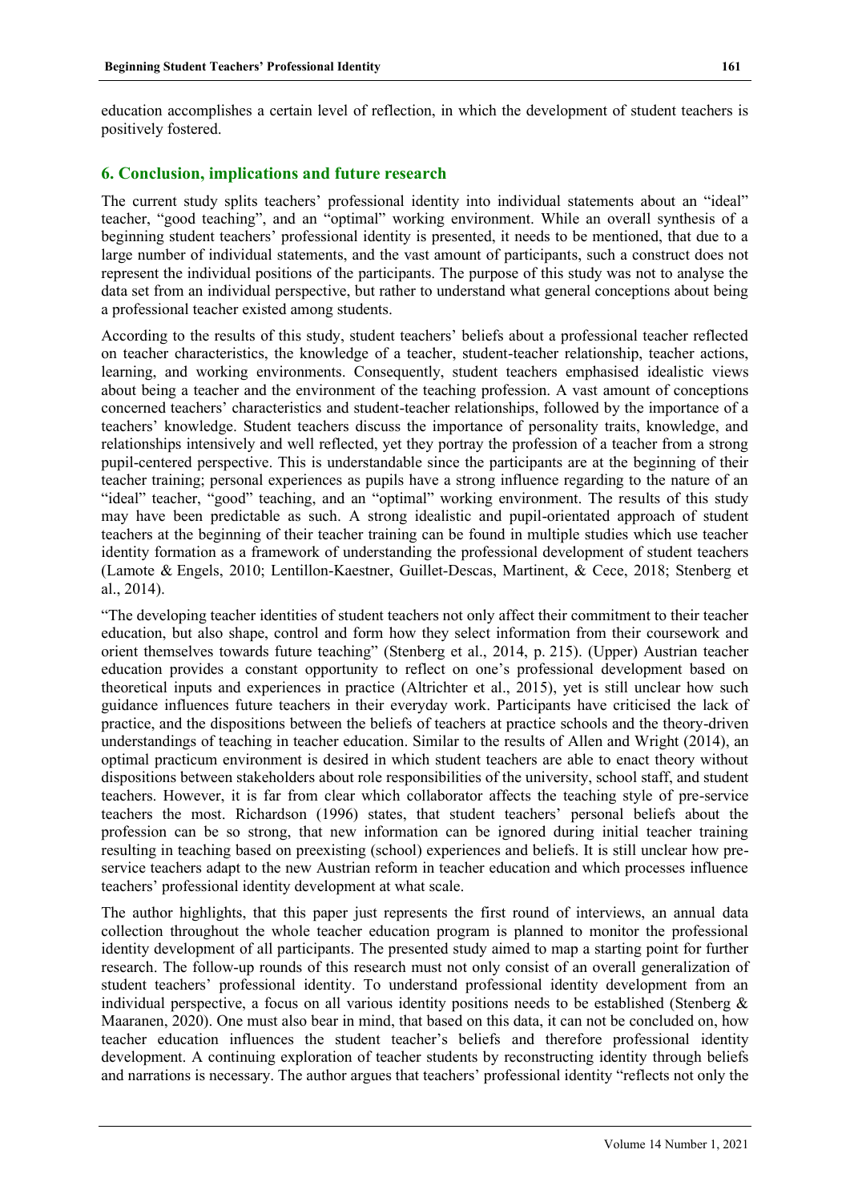education accomplishes a certain level of reflection, in which the development of student teachers is positively fostered.

## 6. Conclusion, implications and future research

The current study splits teachers' professional identity into individual statements about an "ideal" teacher, "good teaching", and an "optimal" working environment. While an overall synthesis of a beginning student teachers' professional identity is presented, it needs to be mentioned, that due to a large number of individual statements, and the vast amount of participants, such a construct does not represent the individual positions of the participants. The purpose of this study was not to analyse the data set from an individual perspective, but rather to understand what general conceptions about being a professional teacher existed among students.

According to the results of this study, student teachers' beliefs about a professional teacher reflected on teacher characteristics, the knowledge of a teacher, student-teacher relationship, teacher actions, learning, and working environments. Consequently, student teachers emphasised idealistic views about being a teacher and the environment of the teaching profession. A vast amount of conceptions concerned teachers' characteristics and student-teacher relationships, followed by the importance of a teachers' knowledge. Student teachers discuss the importance of personality traits, knowledge, and relationships intensively and well reflected, yet they portray the profession of a teacher from a strong pupil-centered perspective. This is understandable since the participants are at the beginning of their teacher training; personal experiences as pupils have a strong influence regarding to the nature of an "ideal" teacher, "good" teaching, and an "optimal" working environment. The results of this study may have been predictable as such. A strong idealistic and pupil-orientated approach of student teachers at the beginning of their teacher training can be found in multiple studies which use teacher identity formation as a framework of understanding the professional development of student teachers (Lamote & Engels, 2010; Lentillon-Kaestner, Guillet-Descas, Martinent, & Cece, 2018; Stenberg et al., 2014).

"The developing teacher identities of student teachers not only affect their commitment to their teacher education, but also shape, control and form how they select information from their coursework and orient themselves towards future teaching" (Stenberg et al., 2014, p. 215). (Upper) Austrian teacher education provides a constant opportunity to reflect on one's professional development based on theoretical inputs and experiences in practice (Altrichter et al., 2015), yet is still unclear how such guidance influences future teachers in their everyday work. Participants have criticised the lack of practice, and the dispositions between the beliefs of teachers at practice schools and the theory-driven understandings of teaching in teacher education. Similar to the results of Allen and Wright (2014), an optimal practicum environment is desired in which student teachers are able to enact theory without dispositions between stakeholders about role responsibilities of the university, school staff, and student teachers. However, it is far from clear which collaborator affects the teaching style of pre-service teachers the most. Richardson (1996) states, that student teachers' personal beliefs about the profession can be so strong, that new information can be ignored during initial teacher training resulting in teaching based on preexisting (school) experiences and beliefs. It is still unclear how pre-service teachers adapt to the new Austrian reform in teacher education and which processes influence teachers' professional identity development at what scale.

The author highlights, that this paper just represents the first round of interviews, an annual data collection throughout the whole teacher education program is planned to monitor the professional identity development of all participants. The presented study aimed to map a starting point for further research. The follow-up rounds of this research must not only consist of an overall generalization of student teachers' professional identity. To understand professional identity development from an individual perspective, a focus on all various identity positions needs to be established (Stenberg & Maaranen, 2020). One must also bear in mind, that based on this data, it can not be concluded on, how teacher education influences the student teacher's beliefs and therefore professional identity development. A continuing exploration of teacher students by reconstructing identity through beliefs and narrations is necessary. The author argues that teachers' professional identity "reflects not only the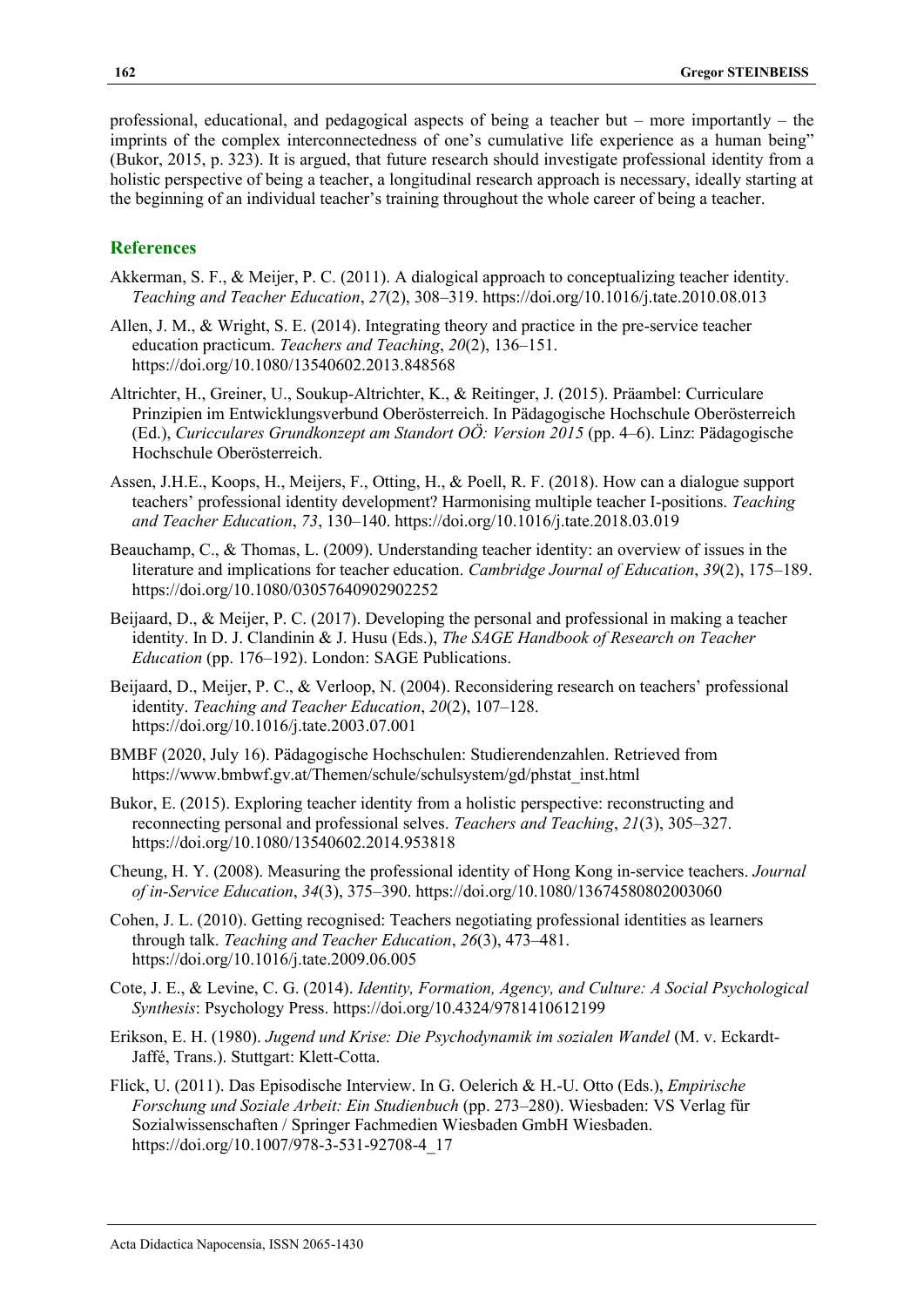professional, educational, and pedagogical aspects of being a teacher but – more importantly – the imprints of the complex interconnectedness of one's cumulative life experience as a human being" (Bukor, 2015, p. 323). It is argued, that future research should investigate professional identity from a holistic perspective of being a teacher, a longitudinal research approach is necessary, ideally starting at the beginning of an individual teacher's training throughout the whole career of being a teacher.

## References

Akkerman, S. F., & Meijer, P. C. (2011). A dialogical approach to conceptualizing teacher identity. *Teaching and Teacher Education*, *27*(2), 308–319. https://doi.org/10.1016/j.tate.2010.08.013

Allen, J. M., & Wright, S. E. (2014). Integrating theory and practice in the pre-service teacher education practicum. *Teachers and Teaching*, *20*(2), 136–151. https://doi.org/10.1080/13540602.2013.848568

Altrichter, H., Greiner, U., Soukup-Altrichter, K., & Reitinger, J. (2015). Präambel: Curriculare Prinzipien im Entwicklungsverbund Oberösterreich. In Pädagogische Hochschule Oberösterreich (Ed.), *Curicculares Grundkonzept am Standort OÖ: Version 2015* (pp. 4–6). Linz: Pädagogische Hochschule Oberösterreich.

Assen, J.H.E., Koops, H., Meijers, F., Otting, H., & Poell, R. F. (2018). How can a dialogue support teachers' professional identity development? Harmonising multiple teacher I-positions. *Teaching and Teacher Education*, *73*, 130–140. https://doi.org/10.1016/j.tate.2018.03.019

Beauchamp, C., & Thomas, L. (2009). Understanding teacher identity: an overview of issues in the literature and implications for teacher education. *Cambridge Journal of Education*, *39*(2), 175–189. https://doi.org/10.1080/03057640902902252

Beijaard, D., & Meijer, P. C. (2017). Developing the personal and professional in making a teacher identity. In D. J. Clandinin & J. Husu (Eds.), *The SAGE Handbook of Research on Teacher Education* (pp. 176–192). London: SAGE Publications.

Beijaard, D., Meijer, P. C., & Verloop, N. (2004). Reconsidering research on teachers' professional identity. *Teaching and Teacher Education*, *20*(2), 107–128. https://doi.org/10.1016/j.tate.2003.07.001

BMBF (2020, July 16). Pädagogische Hochschulen: Studierendenzahlen. Retrieved from https://www.bmbwf.gv.at/Themen/schule/schulsystem/gd/phstat_inst.html

Bukor, E. (2015). Exploring teacher identity from a holistic perspective: reconstructing and reconnecting personal and professional selves. *Teachers and Teaching*, *21*(3), 305–327. https://doi.org/10.1080/13540602.2014.953818

Cheung, H. Y. (2008). Measuring the professional identity of Hong Kong in-service teachers. *Journal of in-Service Education*, *34*(3), 375–390. https://doi.org/10.1080/13674580802003060

Cohen, J. L. (2010). Getting recognised: Teachers negotiating professional identities as learners through talk. *Teaching and Teacher Education*, *26*(3), 473–481. https://doi.org/10.1016/j.tate.2009.06.005

Cote, J. E., & Levine, C. G. (2014). *Identity, Formation, Agency, and Culture: A Social Psychological Synthesis*: Psychology Press. https://doi.org/10.4324/9781410612199

Erikson, E. H. (1980). *Jugend und Krise: Die Psychodynamik im sozialen Wandel* (M. v. Eckardt-Jaffé, Trans.). Stuttgart: Klett-Cotta.

Flick, U. (2011). Das Episodische Interview. In G. Oelerich & H.-U. Otto (Eds.), *Empirische Forschung und Soziale Arbeit: Ein Studienbuch* (pp. 273–280). Wiesbaden: VS Verlag für Sozialwissenschaften / Springer Fachmedien Wiesbaden GmbH Wiesbaden. https://doi.org/10.1007/978-3-531-92708-4_17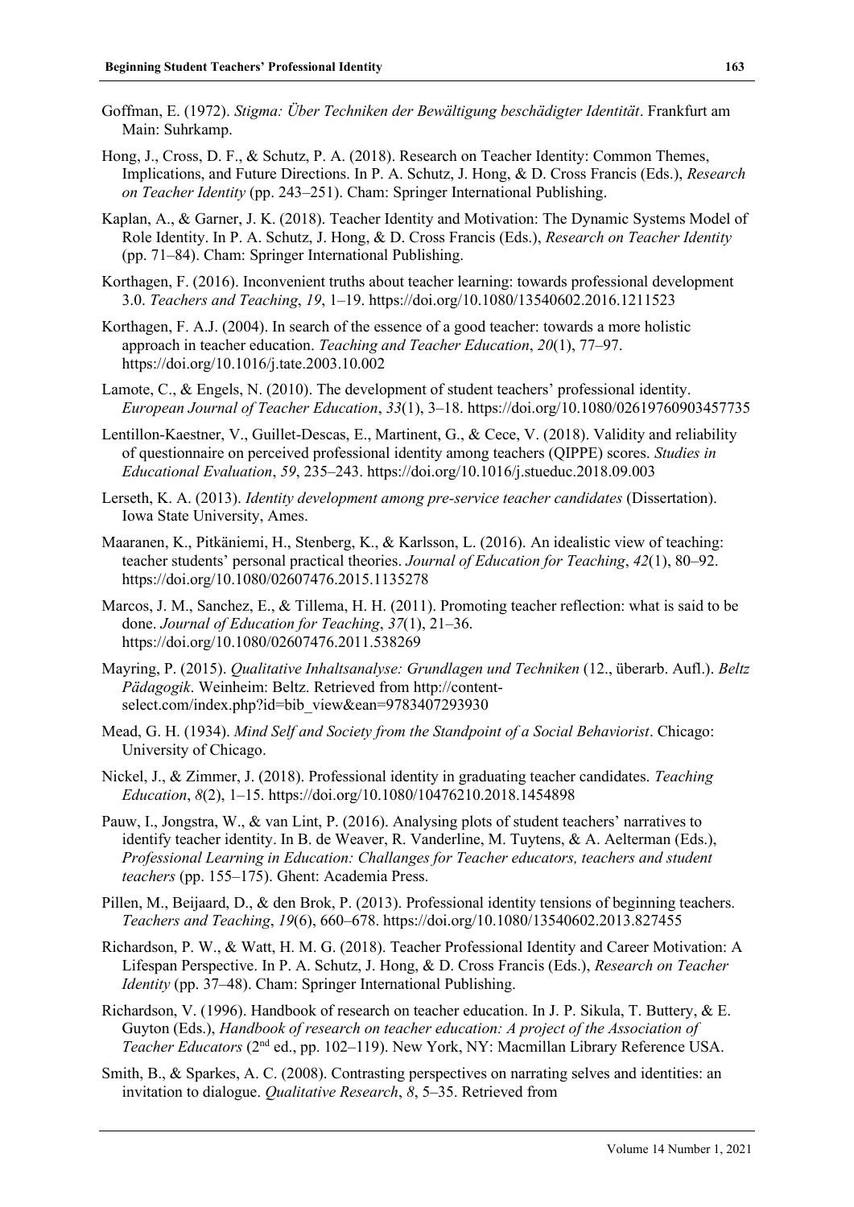Goffman, E. (1972). *Stigma: Über Techniken der Bewältigung beschädigter Identität*. Frankfurt am Main: Suhrkamp.

Hong, J., Cross, D. F., & Schutz, P. A. (2018). Research on Teacher Identity: Common Themes, Implications, and Future Directions. In P. A. Schutz, J. Hong, & D. Cross Francis (Eds.), *Research on Teacher Identity* (pp. 243–251). Cham: Springer International Publishing.

Kaplan, A., & Garner, J. K. (2018). Teacher Identity and Motivation: The Dynamic Systems Model of Role Identity. In P. A. Schutz, J. Hong, & D. Cross Francis (Eds.), *Research on Teacher Identity* (pp. 71–84). Cham: Springer International Publishing.

Korthagen, F. (2016). Inconvenient truths about teacher learning: towards professional development 3.0. *Teachers and Teaching*, *19*, 1–19. https://doi.org/10.1080/13540602.2016.1211523

Korthagen, F. A.J. (2004). In search of the essence of a good teacher: towards a more holistic approach in teacher education. *Teaching and Teacher Education*, *20*(1), 77–97. https://doi.org/10.1016/j.tate.2003.10.002

Lamote, C., & Engels, N. (2010). The development of student teachers' professional identity. *European Journal of Teacher Education*, *33*(1), 3–18. https://doi.org/10.1080/02619760903457735

Lentillon-Kaestner, V., Guillet-Descas, E., Martinent, G., & Cece, V. (2018). Validity and reliability of questionnaire on perceived professional identity among teachers (QIPPE) scores. *Studies in Educational Evaluation*, *59*, 235–243. https://doi.org/10.1016/j.stueduc.2018.09.003

Lerseth, K. A. (2013). *Identity development among pre-service teacher candidates* (Dissertation). Iowa State University, Ames.

Maaranen, K., Pitkäniemi, H., Stenberg, K., & Karlsson, L. (2016). An idealistic view of teaching: teacher students' personal practical theories. *Journal of Education for Teaching*, *42*(1), 80–92. https://doi.org/10.1080/02607476.2015.1135278

Marcos, J. M., Sanchez, E., & Tillema, H. H. (2011). Promoting teacher reflection: what is said to be done. *Journal of Education for Teaching*, *37*(1), 21–36. https://doi.org/10.1080/02607476.2011.538269

Mayring, P. (2015). *Qualitative Inhaltsanalyse: Grundlagen und Techniken* (12., überarb. Aufl.). *Beltz Pädagogik*. Weinheim: Beltz. Retrieved from http://content-select.com/index.php?id=bib_view&ean=9783407293930

Mead, G. H. (1934). *Mind Self and Society from the Standpoint of a Social Behaviorist*. Chicago: University of Chicago.

Nickel, J., & Zimmer, J. (2018). Professional identity in graduating teacher candidates. *Teaching Education*, *8*(2), 1–15. https://doi.org/10.1080/10476210.2018.1454898

Pauw, I., Jongstra, W., & van Lint, P. (2016). Analysing plots of student teachers' narratives to identify teacher identity. In B. de Weaver, R. Vanderline, M. Tuytens, & A. Aelterman (Eds.), *Professional Learning in Education: Challanges for Teacher educators, teachers and student teachers* (pp. 155–175). Ghent: Academia Press.

Pillen, M., Beijaard, D., & den Brok, P. (2013). Professional identity tensions of beginning teachers. *Teachers and Teaching*, *19*(6), 660–678. https://doi.org/10.1080/13540602.2013.827455

Richardson, P. W., & Watt, H. M. G. (2018). Teacher Professional Identity and Career Motivation: A Lifespan Perspective. In P. A. Schutz, J. Hong, & D. Cross Francis (Eds.), *Research on Teacher Identity* (pp. 37–48). Cham: Springer International Publishing.

Richardson, V. (1996). Handbook of research on teacher education. In J. P. Sikula, T. Buttery, & E. Guyton (Eds.), *Handbook of research on teacher education: A project of the Association of Teacher Educators* (2nd ed., pp. 102–119). New York, NY: Macmillan Library Reference USA.

Smith, B., & Sparkes, A. C. (2008). Contrasting perspectives on narrating selves and identities: an invitation to dialogue. *Qualitative Research*, *8*, 5–35. Retrieved from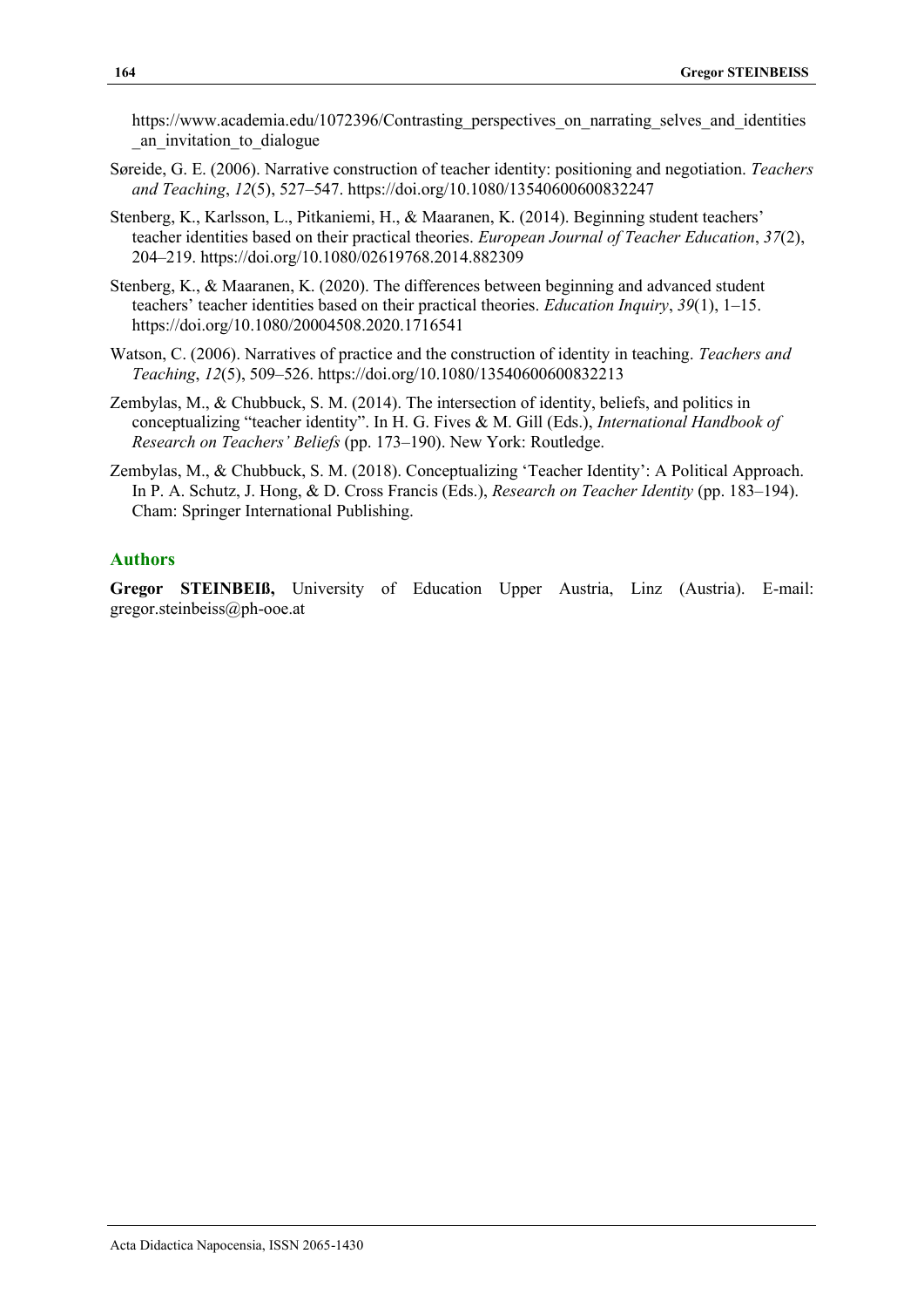https://www.academia.edu/1072396/Contrasting_perspectives_on_narrating_selves_and_identities_an_invitation_to_dialogue

Søreide, G. E. (2006). Narrative construction of teacher identity: positioning and negotiation. *Teachers and Teaching*, *12*(5), 527–547. https://doi.org/10.1080/13540600600832247

Stenberg, K., Karlsson, L., Pitkaniemi, H., & Maaranen, K. (2014). Beginning student teachers' teacher identities based on their practical theories. *European Journal of Teacher Education*, *37*(2), 204–219. https://doi.org/10.1080/02619768.2014.882309

Stenberg, K., & Maaranen, K. (2020). The differences between beginning and advanced student teachers' teacher identities based on their practical theories. *Education Inquiry*, *39*(1), 1–15. https://doi.org/10.1080/20004508.2020.1716541

Watson, C. (2006). Narratives of practice and the construction of identity in teaching. *Teachers and Teaching*, *12*(5), 509–526. https://doi.org/10.1080/13540600600832213

Zembylas, M., & Chubbuck, S. M. (2014). The intersection of identity, beliefs, and politics in conceptualizing "teacher identity". In H. G. Fives & M. Gill (Eds.), *International Handbook of Research on Teachers' Beliefs* (pp. 173–190). New York: Routledge.

Zembylas, M., & Chubbuck, S. M. (2018). Conceptualizing 'Teacher Identity': A Political Approach. In P. A. Schutz, J. Hong, & D. Cross Francis (Eds.), *Research on Teacher Identity* (pp. 183–194). Cham: Springer International Publishing.

## Authors

**Gregor STEINBEIß,** University of Education Upper Austria, Linz (Austria). E-mail: gregor.steinbeiss@ph-ooe.at